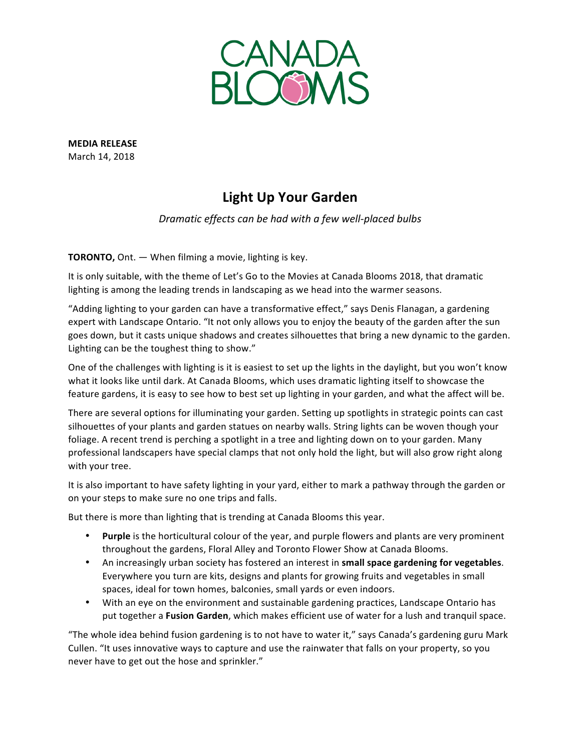CANADA BLOOMS

**MEDIA RELEASE**
March 14, 2018

# Light Up Your Garden

*Dramatic effects can be had with a few well-placed bulbs*

**TORONTO,** Ont. — When filming a movie, lighting is key.

It is only suitable, with the theme of Let's Go to the Movies at Canada Blooms 2018, that dramatic lighting is among the leading trends in landscaping as we head into the warmer seasons.

"Adding lighting to your garden can have a transformative effect," says Denis Flanagan, a gardening expert with Landscape Ontario. "It not only allows you to enjoy the beauty of the garden after the sun goes down, but it casts unique shadows and creates silhouettes that bring a new dynamic to the garden. Lighting can be the toughest thing to show."

One of the challenges with lighting is it is easiest to set up the lights in the daylight, but you won't know what it looks like until dark. At Canada Blooms, which uses dramatic lighting itself to showcase the feature gardens, it is easy to see how to best set up lighting in your garden, and what the affect will be.

There are several options for illuminating your garden. Setting up spotlights in strategic points can cast silhouettes of your plants and garden statues on nearby walls. String lights can be woven though your foliage. A recent trend is perching a spotlight in a tree and lighting down on to your garden. Many professional landscapers have special clamps that not only hold the light, but will also grow right along with your tree.

It is also important to have safety lighting in your yard, either to mark a pathway through the garden or on your steps to make sure no one trips and falls.

But there is more than lighting that is trending at Canada Blooms this year.

- **Purple** is the horticultural colour of the year, and purple flowers and plants are very prominent throughout the gardens, Floral Alley and Toronto Flower Show at Canada Blooms.
- An increasingly urban society has fostered an interest in **small space gardening for vegetables**. Everywhere you turn are kits, designs and plants for growing fruits and vegetables in small spaces, ideal for town homes, balconies, small yards or even indoors.
- With an eye on the environment and sustainable gardening practices, Landscape Ontario has put together a **Fusion Garden**, which makes efficient use of water for a lush and tranquil space.

"The whole idea behind fusion gardening is to not have to water it," says Canada's gardening guru Mark Cullen. "It uses innovative ways to capture and use the rainwater that falls on your property, so you never have to get out the hose and sprinkler."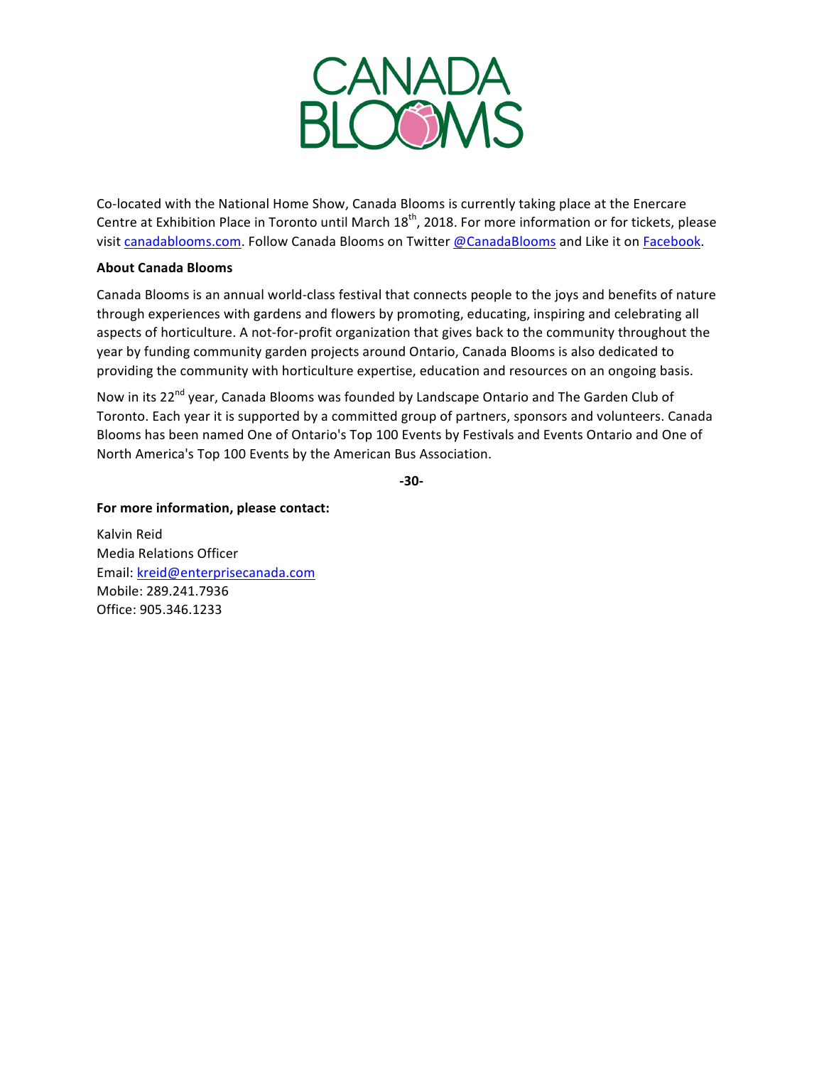Co-located with the National Home Show, Canada Blooms is currently taking place at the Enercare Centre at Exhibition Place in Toronto until March 18th, 2018. For more information or for tickets, please visit [canadablooms.com](canadablooms.com). Follow Canada Blooms on Twitter [@CanadaBlooms]() and Like it on [Facebook]().

**About Canada Blooms**

Canada Blooms is an annual world-class festival that connects people to the joys and benefits of nature through experiences with gardens and flowers by promoting, educating, inspiring and celebrating all aspects of horticulture. A not-for-profit organization that gives back to the community throughout the year by funding community garden projects around Ontario, Canada Blooms is also dedicated to providing the community with horticulture expertise, education and resources on an ongoing basis.

Now in its 22nd year, Canada Blooms was founded by Landscape Ontario and The Garden Club of Toronto. Each year it is supported by a committed group of partners, sponsors and volunteers. Canada Blooms has been named One of Ontario's Top 100 Events by Festivals and Events Ontario and One of North America's Top 100 Events by the American Bus Association.

**-30-**

**For more information, please contact:**

Kalvin Reid  
Media Relations Officer  
Email: kreid@enterprisecanada.com  
Mobile: 289.241.7936  
Office: 905.346.1233